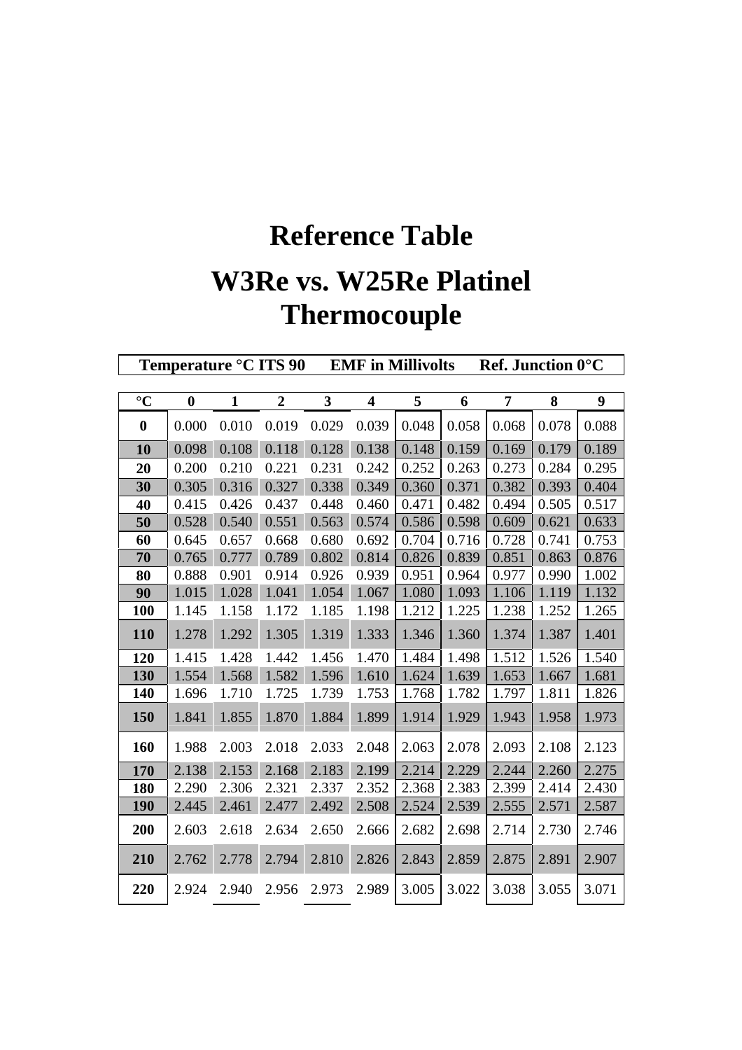# Reference Table

# W3Re vs. W25Re Platinel Thermocouple

| Temperature °C ITS 90 | | | | EMF in Millivolts | | | Ref. Junction 0°C | | | |
|---|---|---|---|---|---|---|---|---|---|---|
| °C | 0 | 1 | 2 | 3 | 4 | 5 | 6 | 7 | 8 | 9 |
| 0 | 0.000 | 0.010 | 0.019 | 0.029 | 0.039 | 0.048 | 0.058 | 0.068 | 0.078 | 0.088 |
| 10 | 0.098 | 0.108 | 0.118 | 0.128 | 0.138 | 0.148 | 0.159 | 0.169 | 0.179 | 0.189 |
| 20 | 0.200 | 0.210 | 0.221 | 0.231 | 0.242 | 0.252 | 0.263 | 0.273 | 0.284 | 0.295 |
| 30 | 0.305 | 0.316 | 0.327 | 0.338 | 0.349 | 0.360 | 0.371 | 0.382 | 0.393 | 0.404 |
| 40 | 0.415 | 0.426 | 0.437 | 0.448 | 0.460 | 0.471 | 0.482 | 0.494 | 0.505 | 0.517 |
| 50 | 0.528 | 0.540 | 0.551 | 0.563 | 0.574 | 0.586 | 0.598 | 0.609 | 0.621 | 0.633 |
| 60 | 0.645 | 0.657 | 0.668 | 0.680 | 0.692 | 0.704 | 0.716 | 0.728 | 0.741 | 0.753 |
| 70 | 0.765 | 0.777 | 0.789 | 0.802 | 0.814 | 0.826 | 0.839 | 0.851 | 0.863 | 0.876 |
| 80 | 0.888 | 0.901 | 0.914 | 0.926 | 0.939 | 0.951 | 0.964 | 0.977 | 0.990 | 1.002 |
| 90 | 1.015 | 1.028 | 1.041 | 1.054 | 1.067 | 1.080 | 1.093 | 1.106 | 1.119 | 1.132 |
| 100 | 1.145 | 1.158 | 1.172 | 1.185 | 1.198 | 1.212 | 1.225 | 1.238 | 1.252 | 1.265 |
| 110 | 1.278 | 1.292 | 1.305 | 1.319 | 1.333 | 1.346 | 1.360 | 1.374 | 1.387 | 1.401 |
| 120 | 1.415 | 1.428 | 1.442 | 1.456 | 1.470 | 1.484 | 1.498 | 1.512 | 1.526 | 1.540 |
| 130 | 1.554 | 1.568 | 1.582 | 1.596 | 1.610 | 1.624 | 1.639 | 1.653 | 1.667 | 1.681 |
| 140 | 1.696 | 1.710 | 1.725 | 1.739 | 1.753 | 1.768 | 1.782 | 1.797 | 1.811 | 1.826 |
| 150 | 1.841 | 1.855 | 1.870 | 1.884 | 1.899 | 1.914 | 1.929 | 1.943 | 1.958 | 1.973 |
| 160 | 1.988 | 2.003 | 2.018 | 2.033 | 2.048 | 2.063 | 2.078 | 2.093 | 2.108 | 2.123 |
| 170 | 2.138 | 2.153 | 2.168 | 2.183 | 2.199 | 2.214 | 2.229 | 2.244 | 2.260 | 2.275 |
| 180 | 2.290 | 2.306 | 2.321 | 2.337 | 2.352 | 2.368 | 2.383 | 2.399 | 2.414 | 2.430 |
| 190 | 2.445 | 2.461 | 2.477 | 2.492 | 2.508 | 2.524 | 2.539 | 2.555 | 2.571 | 2.587 |
| 200 | 2.603 | 2.618 | 2.634 | 2.650 | 2.666 | 2.682 | 2.698 | 2.714 | 2.730 | 2.746 |
| 210 | 2.762 | 2.778 | 2.794 | 2.810 | 2.826 | 2.843 | 2.859 | 2.875 | 2.891 | 2.907 |
| 220 | 2.924 | 2.940 | 2.956 | 2.973 | 2.989 | 3.005 | 3.022 | 3.038 | 3.055 | 3.071 |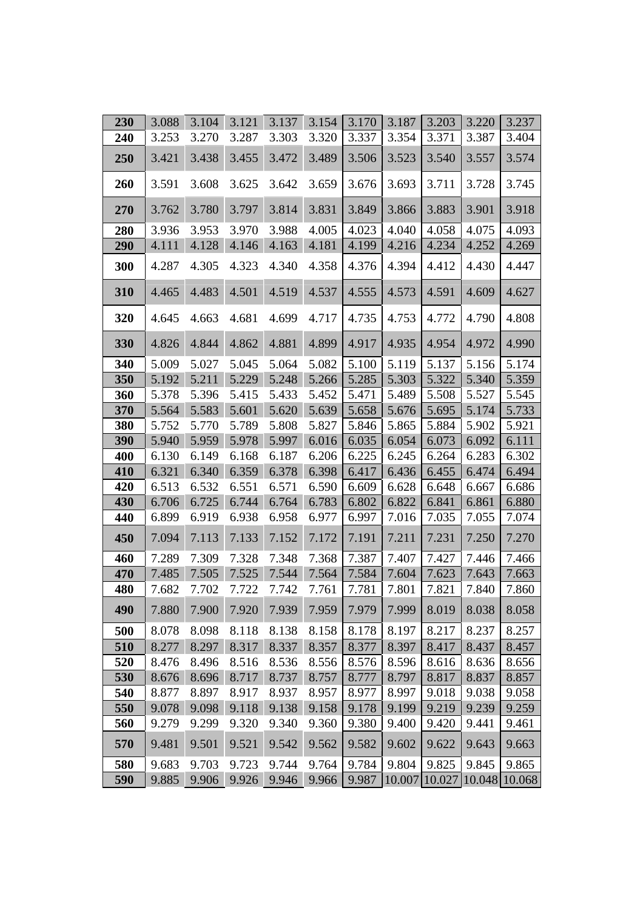| 230 | 3.088 | 3.104 | 3.121 | 3.137 | 3.154 | 3.170 | 3.187 | 3.203 | 3.220 | 3.237 |
|---|---|---|---|---|---|---|---|---|---|---|
| 240 | 3.253 | 3.270 | 3.287 | 3.303 | 3.320 | 3.337 | 3.354 | 3.371 | 3.387 | 3.404 |
| 250 | 3.421 | 3.438 | 3.455 | 3.472 | 3.489 | 3.506 | 3.523 | 3.540 | 3.557 | 3.574 |
| 260 | 3.591 | 3.608 | 3.625 | 3.642 | 3.659 | 3.676 | 3.693 | 3.711 | 3.728 | 3.745 |
| 270 | 3.762 | 3.780 | 3.797 | 3.814 | 3.831 | 3.849 | 3.866 | 3.883 | 3.901 | 3.918 |
| 280 | 3.936 | 3.953 | 3.970 | 3.988 | 4.005 | 4.023 | 4.040 | 4.058 | 4.075 | 4.093 |
| 290 | 4.111 | 4.128 | 4.146 | 4.163 | 4.181 | 4.199 | 4.216 | 4.234 | 4.252 | 4.269 |
| 300 | 4.287 | 4.305 | 4.323 | 4.340 | 4.358 | 4.376 | 4.394 | 4.412 | 4.430 | 4.447 |
| 310 | 4.465 | 4.483 | 4.501 | 4.519 | 4.537 | 4.555 | 4.573 | 4.591 | 4.609 | 4.627 |
| 320 | 4.645 | 4.663 | 4.681 | 4.699 | 4.717 | 4.735 | 4.753 | 4.772 | 4.790 | 4.808 |
| 330 | 4.826 | 4.844 | 4.862 | 4.881 | 4.899 | 4.917 | 4.935 | 4.954 | 4.972 | 4.990 |
| 340 | 5.009 | 5.027 | 5.045 | 5.064 | 5.082 | 5.100 | 5.119 | 5.137 | 5.156 | 5.174 |
| 350 | 5.192 | 5.211 | 5.229 | 5.248 | 5.266 | 5.285 | 5.303 | 5.322 | 5.340 | 5.359 |
| 360 | 5.378 | 5.396 | 5.415 | 5.433 | 5.452 | 5.471 | 5.489 | 5.508 | 5.527 | 5.545 |
| 370 | 5.564 | 5.583 | 5.601 | 5.620 | 5.639 | 5.658 | 5.676 | 5.695 | 5.174 | 5.733 |
| 380 | 5.752 | 5.770 | 5.789 | 5.808 | 5.827 | 5.846 | 5.865 | 5.884 | 5.902 | 5.921 |
| 390 | 5.940 | 5.959 | 5.978 | 5.997 | 6.016 | 6.035 | 6.054 | 6.073 | 6.092 | 6.111 |
| 400 | 6.130 | 6.149 | 6.168 | 6.187 | 6.206 | 6.225 | 6.245 | 6.264 | 6.283 | 6.302 |
| 410 | 6.321 | 6.340 | 6.359 | 6.378 | 6.398 | 6.417 | 6.436 | 6.455 | 6.474 | 6.494 |
| 420 | 6.513 | 6.532 | 6.551 | 6.571 | 6.590 | 6.609 | 6.628 | 6.648 | 6.667 | 6.686 |
| 430 | 6.706 | 6.725 | 6.744 | 6.764 | 6.783 | 6.802 | 6.822 | 6.841 | 6.861 | 6.880 |
| 440 | 6.899 | 6.919 | 6.938 | 6.958 | 6.977 | 6.997 | 7.016 | 7.035 | 7.055 | 7.074 |
| 450 | 7.094 | 7.113 | 7.133 | 7.152 | 7.172 | 7.191 | 7.211 | 7.231 | 7.250 | 7.270 |
| 460 | 7.289 | 7.309 | 7.328 | 7.348 | 7.368 | 7.387 | 7.407 | 7.427 | 7.446 | 7.466 |
| 470 | 7.485 | 7.505 | 7.525 | 7.544 | 7.564 | 7.584 | 7.604 | 7.623 | 7.643 | 7.663 |
| 480 | 7.682 | 7.702 | 7.722 | 7.742 | 7.761 | 7.781 | 7.801 | 7.821 | 7.840 | 7.860 |
| 490 | 7.880 | 7.900 | 7.920 | 7.939 | 7.959 | 7.979 | 7.999 | 8.019 | 8.038 | 8.058 |
| 500 | 8.078 | 8.098 | 8.118 | 8.138 | 8.158 | 8.178 | 8.197 | 8.217 | 8.237 | 8.257 |
| 510 | 8.277 | 8.297 | 8.317 | 8.337 | 8.357 | 8.377 | 8.397 | 8.417 | 8.437 | 8.457 |
| 520 | 8.476 | 8.496 | 8.516 | 8.536 | 8.556 | 8.576 | 8.596 | 8.616 | 8.636 | 8.656 |
| 530 | 8.676 | 8.696 | 8.717 | 8.737 | 8.757 | 8.777 | 8.797 | 8.817 | 8.837 | 8.857 |
| 540 | 8.877 | 8.897 | 8.917 | 8.937 | 8.957 | 8.977 | 8.997 | 9.018 | 9.038 | 9.058 |
| 550 | 9.078 | 9.098 | 9.118 | 9.138 | 9.158 | 9.178 | 9.199 | 9.219 | 9.239 | 9.259 |
| 560 | 9.279 | 9.299 | 9.320 | 9.340 | 9.360 | 9.380 | 9.400 | 9.420 | 9.441 | 9.461 |
| 570 | 9.481 | 9.501 | 9.521 | 9.542 | 9.562 | 9.582 | 9.602 | 9.622 | 9.643 | 9.663 |
| 580 | 9.683 | 9.703 | 9.723 | 9.744 | 9.764 | 9.784 | 9.804 | 9.825 | 9.845 | 9.865 |
| 590 | 9.885 | 9.906 | 9.926 | 9.946 | 9.966 | 9.987 | 10.007 | 10.027 | 10.048 | 10.068 |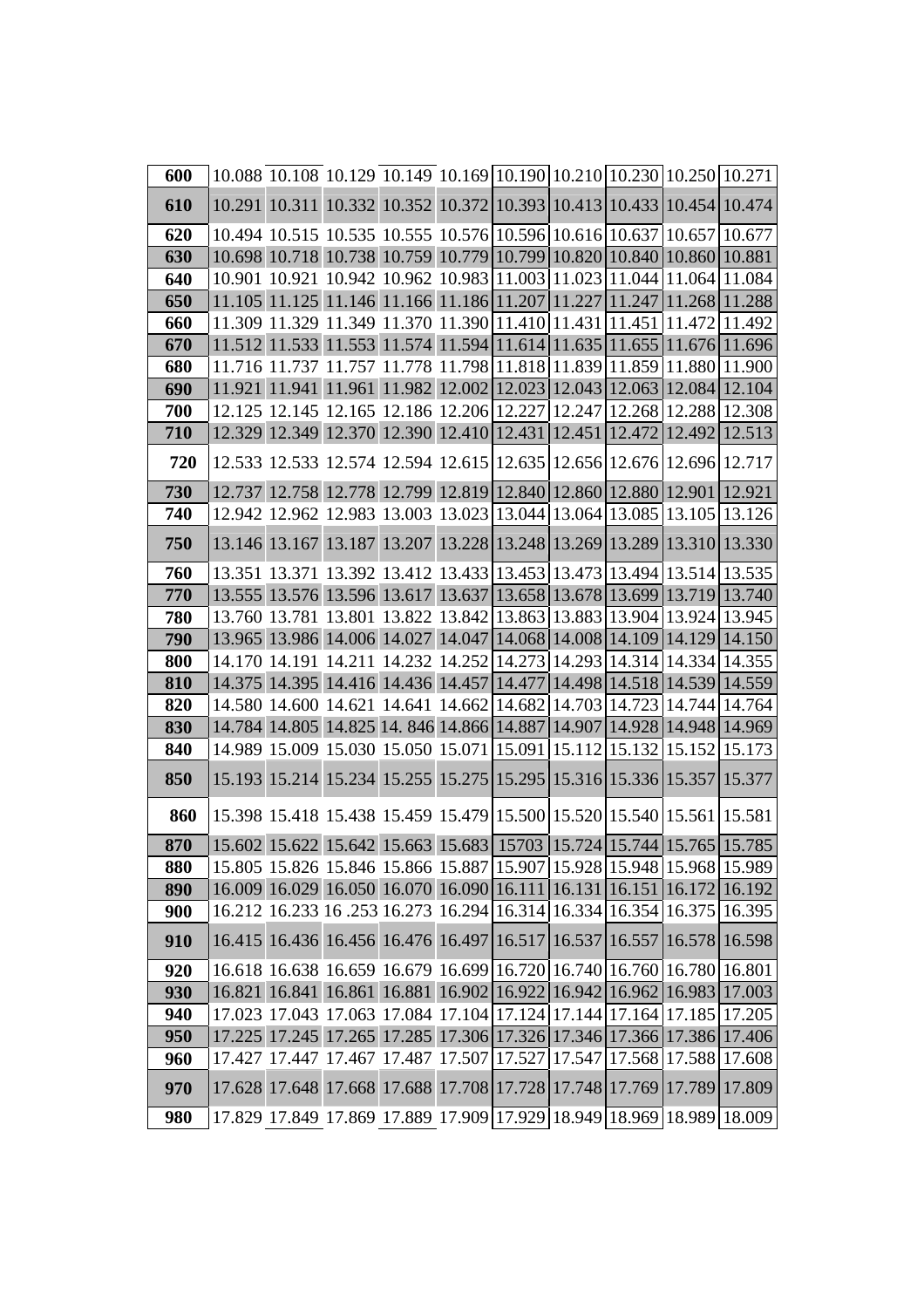| 600 | 10.088 | 10.108 | 10.129 | 10.149 | 10.169 | 10.190 | 10.210 | 10.230 | 10.250 | 10.271 |
|---|---|---|---|---|---|---|---|---|---|---|
| 610 | 10.291 | 10.311 | 10.332 | 10.352 | 10.372 | 10.393 | 10.413 | 10.433 | 10.454 | 10.474 |
| 620 | 10.494 | 10.515 | 10.535 | 10.555 | 10.576 | 10.596 | 10.616 | 10.637 | 10.657 | 10.677 |
| 630 | 10.698 | 10.718 | 10.738 | 10.759 | 10.779 | 10.799 | 10.820 | 10.840 | 10.860 | 10.881 |
| 640 | 10.901 | 10.921 | 10.942 | 10.962 | 10.983 | 11.003 | 11.023 | 11.044 | 11.064 | 11.084 |
| 650 | 11.105 | 11.125 | 11.146 | 11.166 | 11.186 | 11.207 | 11.227 | 11.247 | 11.268 | 11.288 |
| 660 | 11.309 | 11.329 | 11.349 | 11.370 | 11.390 | 11.410 | 11.431 | 11.451 | 11.472 | 11.492 |
| 670 | 11.512 | 11.533 | 11.553 | 11.574 | 11.594 | 11.614 | 11.635 | 11.655 | 11.676 | 11.696 |
| 680 | 11.716 | 11.737 | 11.757 | 11.778 | 11.798 | 11.818 | 11.839 | 11.859 | 11.880 | 11.900 |
| 690 | 11.921 | 11.941 | 11.961 | 11.982 | 12.002 | 12.023 | 12.043 | 12.063 | 12.084 | 12.104 |
| 700 | 12.125 | 12.145 | 12.165 | 12.186 | 12.206 | 12.227 | 12.247 | 12.268 | 12.288 | 12.308 |
| 710 | 12.329 | 12.349 | 12.370 | 12.390 | 12.410 | 12.431 | 12.451 | 12.472 | 12.492 | 12.513 |
| 720 | 12.533 | 12.533 | 12.574 | 12.594 | 12.615 | 12.635 | 12.656 | 12.676 | 12.696 | 12.717 |
| 730 | 12.737 | 12.758 | 12.778 | 12.799 | 12.819 | 12.840 | 12.860 | 12.880 | 12.901 | 12.921 |
| 740 | 12.942 | 12.962 | 12.983 | 13.003 | 13.023 | 13.044 | 13.064 | 13.085 | 13.105 | 13.126 |
| 750 | 13.146 | 13.167 | 13.187 | 13.207 | 13.228 | 13.248 | 13.269 | 13.289 | 13.310 | 13.330 |
| 760 | 13.351 | 13.371 | 13.392 | 13.412 | 13.433 | 13.453 | 13.473 | 13.494 | 13.514 | 13.535 |
| 770 | 13.555 | 13.576 | 13.596 | 13.617 | 13.637 | 13.658 | 13.678 | 13.699 | 13.719 | 13.740 |
| 780 | 13.760 | 13.781 | 13.801 | 13.822 | 13.842 | 13.863 | 13.883 | 13.904 | 13.924 | 13.945 |
| 790 | 13.965 | 13.986 | 14.006 | 14.027 | 14.047 | 14.068 | 14.008 | 14.109 | 14.129 | 14.150 |
| 800 | 14.170 | 14.191 | 14.211 | 14.232 | 14.252 | 14.273 | 14.293 | 14.314 | 14.334 | 14.355 |
| 810 | 14.375 | 14.395 | 14.416 | 14.436 | 14.457 | 14.477 | 14.498 | 14.518 | 14.539 | 14.559 |
| 820 | 14.580 | 14.600 | 14.621 | 14.641 | 14.662 | 14.682 | 14.703 | 14.723 | 14.744 | 14.764 |
| 830 | 14.784 | 14.805 | 14.825 | 14. 846 | 14.866 | 14.887 | 14.907 | 14.928 | 14.948 | 14.969 |
| 840 | 14.989 | 15.009 | 15.030 | 15.050 | 15.071 | 15.091 | 15.112 | 15.132 | 15.152 | 15.173 |
| 850 | 15.193 | 15.214 | 15.234 | 15.255 | 15.275 | 15.295 | 15.316 | 15.336 | 15.357 | 15.377 |
| 860 | 15.398 | 15.418 | 15.438 | 15.459 | 15.479 | 15.500 | 15.520 | 15.540 | 15.561 | 15.581 |
| 870 | 15.602 | 15.622 | 15.642 | 15.663 | 15.683 | 15703 | 15.724 | 15.744 | 15.765 | 15.785 |
| 880 | 15.805 | 15.826 | 15.846 | 15.866 | 15.887 | 15.907 | 15.928 | 15.948 | 15.968 | 15.989 |
| 890 | 16.009 | 16.029 | 16.050 | 16.070 | 16.090 | 16.111 | 16.131 | 16.151 | 16.172 | 16.192 |
| 900 | 16.212 | 16.233 | 16 .253 | 16.273 | 16.294 | 16.314 | 16.334 | 16.354 | 16.375 | 16.395 |
| 910 | 16.415 | 16.436 | 16.456 | 16.476 | 16.497 | 16.517 | 16.537 | 16.557 | 16.578 | 16.598 |
| 920 | 16.618 | 16.638 | 16.659 | 16.679 | 16.699 | 16.720 | 16.740 | 16.760 | 16.780 | 16.801 |
| 930 | 16.821 | 16.841 | 16.861 | 16.881 | 16.902 | 16.922 | 16.942 | 16.962 | 16.983 | 17.003 |
| 940 | 17.023 | 17.043 | 17.063 | 17.084 | 17.104 | 17.124 | 17.144 | 17.164 | 17.185 | 17.205 |
| 950 | 17.225 | 17.245 | 17.265 | 17.285 | 17.306 | 17.326 | 17.346 | 17.366 | 17.386 | 17.406 |
| 960 | 17.427 | 17.447 | 17.467 | 17.487 | 17.507 | 17.527 | 17.547 | 17.568 | 17.588 | 17.608 |
| 970 | 17.628 | 17.648 | 17.668 | 17.688 | 17.708 | 17.728 | 17.748 | 17.769 | 17.789 | 17.809 |
| 980 | 17.829 | 17.849 | 17.869 | 17.889 | 17.909 | 17.929 | 18.949 | 18.969 | 18.989 | 18.009 |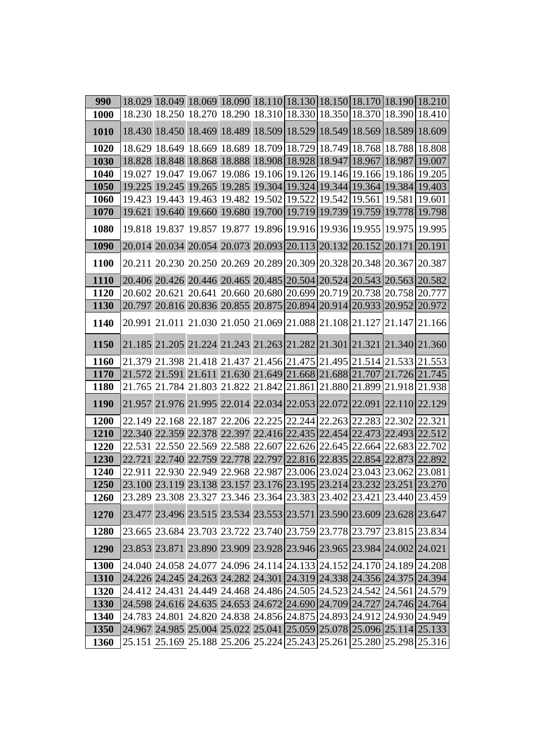| 990 | 18.029 | 18.049 | 18.069 | 18.090 | 18.110 | 18.130 | 18.150 | 18.170 | 18.190 | 18.210 |
|---|---|---|---|---|---|---|---|---|---|---|
| 1000 | 18.230 | 18.250 | 18.270 | 18.290 | 18.310 | 18.330 | 18.350 | 18.370 | 18.390 | 18.410 |
| 1010 | 18.430 | 18.450 | 18.469 | 18.489 | 18.509 | 18.529 | 18.549 | 18.569 | 18.589 | 18.609 |
| 1020 | 18.629 | 18.649 | 18.669 | 18.689 | 18.709 | 18.729 | 18.749 | 18.768 | 18.788 | 18.808 |
| 1030 | 18.828 | 18.848 | 18.868 | 18.888 | 18.908 | 18.928 | 18.947 | 18.967 | 18.987 | 19.007 |
| 1040 | 19.027 | 19.047 | 19.067 | 19.086 | 19.106 | 19.126 | 19.146 | 19.166 | 19.186 | 19.205 |
| 1050 | 19.225 | 19.245 | 19.265 | 19.285 | 19.304 | 19.324 | 19.344 | 19.364 | 19.384 | 19.403 |
| 1060 | 19.423 | 19.443 | 19.463 | 19.482 | 19.502 | 19.522 | 19.542 | 19.561 | 19.581 | 19.601 |
| 1070 | 19.621 | 19.640 | 19.660 | 19.680 | 19.700 | 19.719 | 19.739 | 19.759 | 19.778 | 19.798 |
| 1080 | 19.818 | 19.837 | 19.857 | 19.877 | 19.896 | 19.916 | 19.936 | 19.955 | 19.975 | 19.995 |
| 1090 | 20.014 | 20.034 | 20.054 | 20.073 | 20.093 | 20.113 | 20.132 | 20.152 | 20.171 | 20.191 |
| 1100 | 20.211 | 20.230 | 20.250 | 20.269 | 20.289 | 20.309 | 20.328 | 20.348 | 20.367 | 20.387 |
| 1110 | 20.406 | 20.426 | 20.446 | 20.465 | 20.485 | 20.504 | 20.524 | 20.543 | 20.563 | 20.582 |
| 1120 | 20.602 | 20.621 | 20.641 | 20.660 | 20.680 | 20.699 | 20.719 | 20.738 | 20.758 | 20.777 |
| 1130 | 20.797 | 20.816 | 20.836 | 20.855 | 20.875 | 20.894 | 20.914 | 20.933 | 20.952 | 20.972 |
| 1140 | 20.991 | 21.011 | 21.030 | 21.050 | 21.069 | 21.088 | 21.108 | 21.127 | 21.147 | 21.166 |
| 1150 | 21.185 | 21.205 | 21.224 | 21.243 | 21.263 | 21.282 | 21.301 | 21.321 | 21.340 | 21.360 |
| 1160 | 21.379 | 21.398 | 21.418 | 21.437 | 21.456 | 21.475 | 21.495 | 21.514 | 21.533 | 21.553 |
| 1170 | 21.572 | 21.591 | 21.611 | 21.630 | 21.649 | 21.668 | 21.688 | 21.707 | 21.726 | 21.745 |
| 1180 | 21.765 | 21.784 | 21.803 | 21.822 | 21.842 | 21.861 | 21.880 | 21.899 | 21.918 | 21.938 |
| 1190 | 21.957 | 21.976 | 21.995 | 22.014 | 22.034 | 22.053 | 22.072 | 22.091 | 22.110 | 22.129 |
| 1200 | 22.149 | 22.168 | 22.187 | 22.206 | 22.225 | 22.244 | 22.263 | 22.283 | 22.302 | 22.321 |
| 1210 | 22.340 | 22.359 | 22.378 | 22.397 | 22.416 | 22.435 | 22.454 | 22.473 | 22.493 | 22.512 |
| 1220 | 22.531 | 22.550 | 22.569 | 22.588 | 22.607 | 22.626 | 22.645 | 22.664 | 22.683 | 22.702 |
| 1230 | 22.721 | 22.740 | 22.759 | 22.778 | 22.797 | 22.816 | 22.835 | 22.854 | 22.873 | 22.892 |
| 1240 | 22.911 | 22.930 | 22.949 | 22.968 | 22.987 | 23.006 | 23.024 | 23.043 | 23.062 | 23.081 |
| 1250 | 23.100 | 23.119 | 23.138 | 23.157 | 23.176 | 23.195 | 23.214 | 23.232 | 23.251 | 23.270 |
| 1260 | 23.289 | 23.308 | 23.327 | 23.346 | 23.364 | 23.383 | 23.402 | 23.421 | 23.440 | 23.459 |
| 1270 | 23.477 | 23.496 | 23.515 | 23.534 | 23.553 | 23.571 | 23.590 | 23.609 | 23.628 | 23.647 |
| 1280 | 23.665 | 23.684 | 23.703 | 23.722 | 23.740 | 23.759 | 23.778 | 23.797 | 23.815 | 23.834 |
| 1290 | 23.853 | 23.871 | 23.890 | 23.909 | 23.928 | 23.946 | 23.965 | 23.984 | 24.002 | 24.021 |
| 1300 | 24.040 | 24.058 | 24.077 | 24.096 | 24.114 | 24.133 | 24.152 | 24.170 | 24.189 | 24.208 |
| 1310 | 24.226 | 24.245 | 24.263 | 24.282 | 24.301 | 24.319 | 24.338 | 24.356 | 24.375 | 24.394 |
| 1320 | 24.412 | 24.431 | 24.449 | 24.468 | 24.486 | 24.505 | 24.523 | 24.542 | 24.561 | 24.579 |
| 1330 | 24.598 | 24.616 | 24.635 | 24.653 | 24.672 | 24.690 | 24.709 | 24.727 | 24.746 | 24.764 |
| 1340 | 24.783 | 24.801 | 24.820 | 24.838 | 24.856 | 24.875 | 24.893 | 24.912 | 24.930 | 24.949 |
| 1350 | 24.967 | 24.985 | 25.004 | 25.022 | 25.041 | 25.059 | 25.078 | 25.096 | 25.114 | 25.133 |
| 1360 | 25.151 | 25.169 | 25.188 | 25.206 | 25.224 | 25.243 | 25.261 | 25.280 | 25.298 | 25.316 |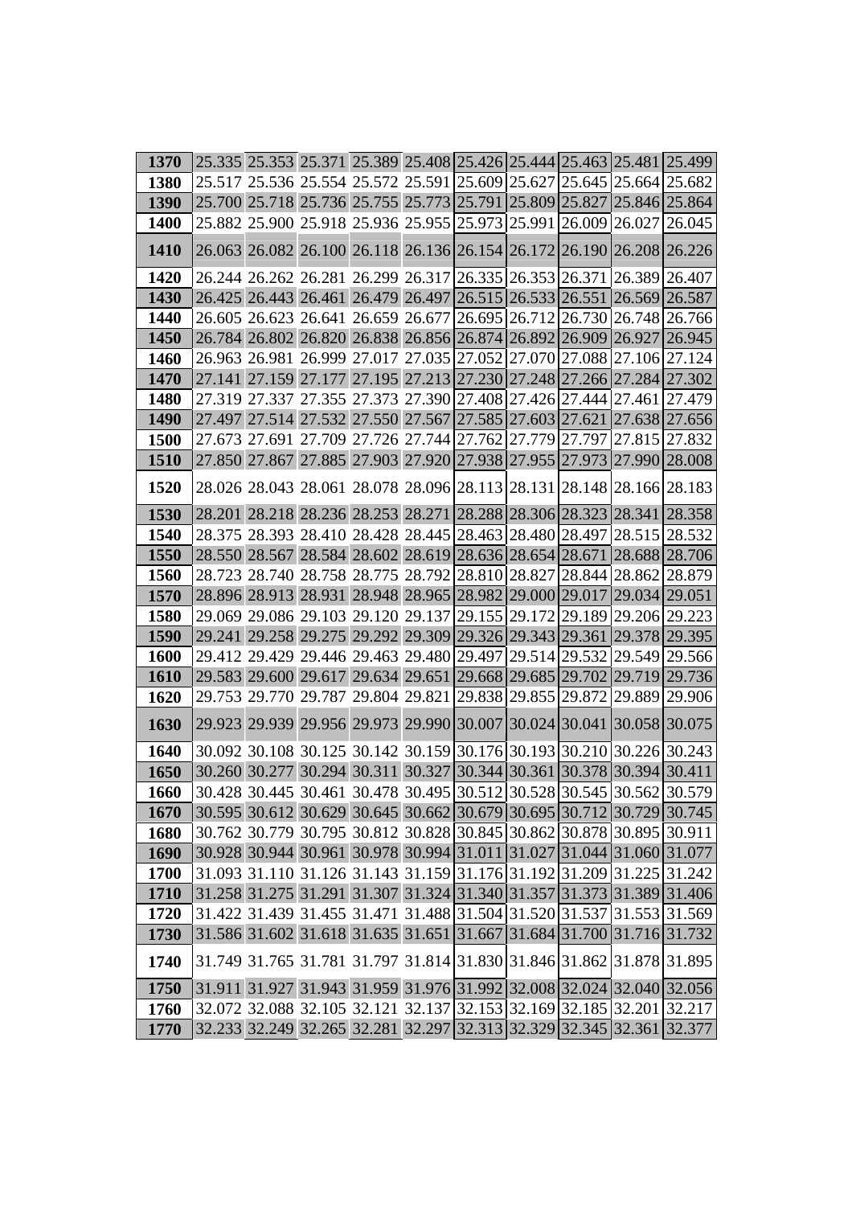| 1370 | 25.335 | 25.353 | 25.371 | 25.389 | 25.408 | 25.426 | 25.444 | 25.463 | 25.481 | 25.499 |
|---|---|---|---|---|---|---|---|---|---|---|
| 1380 | 25.517 | 25.536 | 25.554 | 25.572 | 25.591 | 25.609 | 25.627 | 25.645 | 25.664 | 25.682 |
| 1390 | 25.700 | 25.718 | 25.736 | 25.755 | 25.773 | 25.791 | 25.809 | 25.827 | 25.846 | 25.864 |
| 1400 | 25.882 | 25.900 | 25.918 | 25.936 | 25.955 | 25.973 | 25.991 | 26.009 | 26.027 | 26.045 |
| 1410 | 26.063 | 26.082 | 26.100 | 26.118 | 26.136 | 26.154 | 26.172 | 26.190 | 26.208 | 26.226 |
| 1420 | 26.244 | 26.262 | 26.281 | 26.299 | 26.317 | 26.335 | 26.353 | 26.371 | 26.389 | 26.407 |
| 1430 | 26.425 | 26.443 | 26.461 | 26.479 | 26.497 | 26.515 | 26.533 | 26.551 | 26.569 | 26.587 |
| 1440 | 26.605 | 26.623 | 26.641 | 26.659 | 26.677 | 26.695 | 26.712 | 26.730 | 26.748 | 26.766 |
| 1450 | 26.784 | 26.802 | 26.820 | 26.838 | 26.856 | 26.874 | 26.892 | 26.909 | 26.927 | 26.945 |
| 1460 | 26.963 | 26.981 | 26.999 | 27.017 | 27.035 | 27.052 | 27.070 | 27.088 | 27.106 | 27.124 |
| 1470 | 27.141 | 27.159 | 27.177 | 27.195 | 27.213 | 27.230 | 27.248 | 27.266 | 27.284 | 27.302 |
| 1480 | 27.319 | 27.337 | 27.355 | 27.373 | 27.390 | 27.408 | 27.426 | 27.444 | 27.461 | 27.479 |
| 1490 | 27.497 | 27.514 | 27.532 | 27.550 | 27.567 | 27.585 | 27.603 | 27.621 | 27.638 | 27.656 |
| 1500 | 27.673 | 27.691 | 27.709 | 27.726 | 27.744 | 27.762 | 27.779 | 27.797 | 27.815 | 27.832 |
| 1510 | 27.850 | 27.867 | 27.885 | 27.903 | 27.920 | 27.938 | 27.955 | 27.973 | 27.990 | 28.008 |
| 1520 | 28.026 | 28.043 | 28.061 | 28.078 | 28.096 | 28.113 | 28.131 | 28.148 | 28.166 | 28.183 |
| 1530 | 28.201 | 28.218 | 28.236 | 28.253 | 28.271 | 28.288 | 28.306 | 28.323 | 28.341 | 28.358 |
| 1540 | 28.375 | 28.393 | 28.410 | 28.428 | 28.445 | 28.463 | 28.480 | 28.497 | 28.515 | 28.532 |
| 1550 | 28.550 | 28.567 | 28.584 | 28.602 | 28.619 | 28.636 | 28.654 | 28.671 | 28.688 | 28.706 |
| 1560 | 28.723 | 28.740 | 28.758 | 28.775 | 28.792 | 28.810 | 28.827 | 28.844 | 28.862 | 28.879 |
| 1570 | 28.896 | 28.913 | 28.931 | 28.948 | 28.965 | 28.982 | 29.000 | 29.017 | 29.034 | 29.051 |
| 1580 | 29.069 | 29.086 | 29.103 | 29.120 | 29.137 | 29.155 | 29.172 | 29.189 | 29.206 | 29.223 |
| 1590 | 29.241 | 29.258 | 29.275 | 29.292 | 29.309 | 29.326 | 29.343 | 29.361 | 29.378 | 29.395 |
| 1600 | 29.412 | 29.429 | 29.446 | 29.463 | 29.480 | 29.497 | 29.514 | 29.532 | 29.549 | 29.566 |
| 1610 | 29.583 | 29.600 | 29.617 | 29.634 | 29.651 | 29.668 | 29.685 | 29.702 | 29.719 | 29.736 |
| 1620 | 29.753 | 29.770 | 29.787 | 29.804 | 29.821 | 29.838 | 29.855 | 29.872 | 29.889 | 29.906 |
| 1630 | 29.923 | 29.939 | 29.956 | 29.973 | 29.990 | 30.007 | 30.024 | 30.041 | 30.058 | 30.075 |
| 1640 | 30.092 | 30.108 | 30.125 | 30.142 | 30.159 | 30.176 | 30.193 | 30.210 | 30.226 | 30.243 |
| 1650 | 30.260 | 30.277 | 30.294 | 30.311 | 30.327 | 30.344 | 30.361 | 30.378 | 30.394 | 30.411 |
| 1660 | 30.428 | 30.445 | 30.461 | 30.478 | 30.495 | 30.512 | 30.528 | 30.545 | 30.562 | 30.579 |
| 1670 | 30.595 | 30.612 | 30.629 | 30.645 | 30.662 | 30.679 | 30.695 | 30.712 | 30.729 | 30.745 |
| 1680 | 30.762 | 30.779 | 30.795 | 30.812 | 30.828 | 30.845 | 30.862 | 30.878 | 30.895 | 30.911 |
| 1690 | 30.928 | 30.944 | 30.961 | 30.978 | 30.994 | 31.011 | 31.027 | 31.044 | 31.060 | 31.077 |
| 1700 | 31.093 | 31.110 | 31.126 | 31.143 | 31.159 | 31.176 | 31.192 | 31.209 | 31.225 | 31.242 |
| 1710 | 31.258 | 31.275 | 31.291 | 31.307 | 31.324 | 31.340 | 31.357 | 31.373 | 31.389 | 31.406 |
| 1720 | 31.422 | 31.439 | 31.455 | 31.471 | 31.488 | 31.504 | 31.520 | 31.537 | 31.553 | 31.569 |
| 1730 | 31.586 | 31.602 | 31.618 | 31.635 | 31.651 | 31.667 | 31.684 | 31.700 | 31.716 | 31.732 |
| 1740 | 31.749 | 31.765 | 31.781 | 31.797 | 31.814 | 31.830 | 31.846 | 31.862 | 31.878 | 31.895 |
| 1750 | 31.911 | 31.927 | 31.943 | 31.959 | 31.976 | 31.992 | 32.008 | 32.024 | 32.040 | 32.056 |
| 1760 | 32.072 | 32.088 | 32.105 | 32.121 | 32.137 | 32.153 | 32.169 | 32.185 | 32.201 | 32.217 |
| 1770 | 32.233 | 32.249 | 32.265 | 32.281 | 32.297 | 32.313 | 32.329 | 32.345 | 32.361 | 32.377 |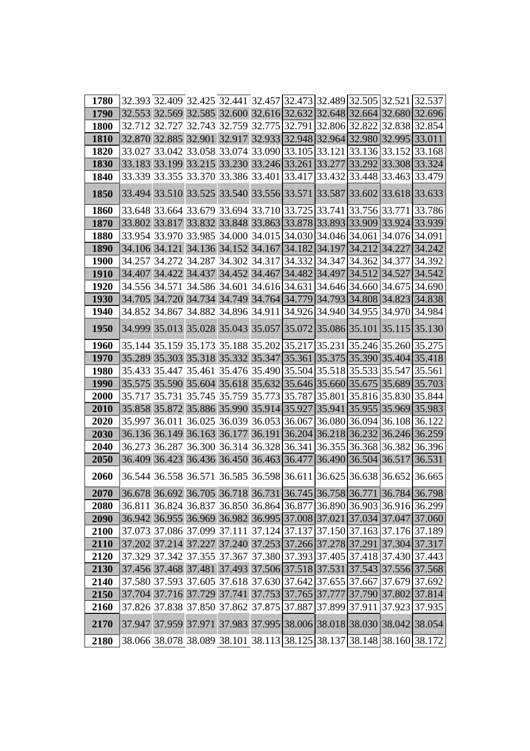| 1780 | 32.393 | 32.409 | 32.425 | 32.441 | 32.457 | 32.473 | 32.489 | 32.505 | 32.521 | 32.537 |
|---|---|---|---|---|---|---|---|---|---|---|
| 1790 | 32.553 | 32.569 | 32.585 | 32.600 | 32.616 | 32.632 | 32.648 | 32.664 | 32.680 | 32.696 |
| 1800 | 32.712 | 32.727 | 32.743 | 32.759 | 32.775 | 32.791 | 32.806 | 32.822 | 32.838 | 32.854 |
| 1810 | 32.870 | 32.885 | 32.901 | 32.917 | 32.933 | 32.948 | 32.964 | 32.980 | 32.995 | 33.011 |
| 1820 | 33.027 | 33.042 | 33.058 | 33.074 | 33.090 | 33.105 | 33.121 | 33.136 | 33.152 | 33.168 |
| 1830 | 33.183 | 33.199 | 33.215 | 33.230 | 33.246 | 33.261 | 33.277 | 33.292 | 33.308 | 33.324 |
| 1840 | 33.339 | 33.355 | 33.370 | 33.386 | 33.401 | 33.417 | 33.432 | 33.448 | 33.463 | 33.479 |
| 1850 | 33.494 | 33.510 | 33.525 | 33.540 | 33.556 | 33.571 | 33.587 | 33.602 | 33.618 | 33.633 |
| 1860 | 33.648 | 33.664 | 33.679 | 33.694 | 33.710 | 33.725 | 33.741 | 33.756 | 33.771 | 33.786 |
| 1870 | 33.802 | 33.817 | 33.832 | 33.848 | 33.863 | 33.878 | 33.893 | 33.909 | 33.924 | 33.939 |
| 1880 | 33.954 | 33.970 | 33.985 | 34.000 | 34.015 | 34.030 | 34.046 | 34.061 | 34.076 | 34.091 |
| 1890 | 34.106 | 34.121 | 34.136 | 34.152 | 34.167 | 34.182 | 34.197 | 34.212 | 34.227 | 34.242 |
| 1900 | 34.257 | 34.272 | 34.287 | 34.302 | 34.317 | 34.332 | 34.347 | 34.362 | 34.377 | 34.392 |
| 1910 | 34.407 | 34.422 | 34.437 | 34.452 | 34.467 | 34.482 | 34.497 | 34.512 | 34.527 | 34.542 |
| 1920 | 34.556 | 34.571 | 34.586 | 34.601 | 34.616 | 34.631 | 34.646 | 34.660 | 34.675 | 34.690 |
| 1930 | 34.705 | 34.720 | 34.734 | 34.749 | 34.764 | 34.779 | 34.793 | 34.808 | 34.823 | 34.838 |
| 1940 | 34.852 | 34.867 | 34.882 | 34.896 | 34.911 | 34.926 | 34.940 | 34.955 | 34.970 | 34.984 |
| 1950 | 34.999 | 35.013 | 35.028 | 35.043 | 35.057 | 35.072 | 35.086 | 35.101 | 35.115 | 35.130 |
| 1960 | 35.144 | 35.159 | 35.173 | 35.188 | 35.202 | 35.217 | 35.231 | 35.246 | 35.260 | 35.275 |
| 1970 | 35.289 | 35.303 | 35.318 | 35.332 | 35.347 | 35.361 | 35.375 | 35.390 | 35.404 | 35.418 |
| 1980 | 35.433 | 35.447 | 35.461 | 35.476 | 35.490 | 35.504 | 35.518 | 35.533 | 35.547 | 35.561 |
| 1990 | 35.575 | 35.590 | 35.604 | 35.618 | 35.632 | 35.646 | 35.660 | 35.675 | 35.689 | 35.703 |
| 2000 | 35.717 | 35.731 | 35.745 | 35.759 | 35.773 | 35.787 | 35.801 | 35.816 | 35.830 | 35.844 |
| 2010 | 35.858 | 35.872 | 35.886 | 35.990 | 35.914 | 35.927 | 35.941 | 35.955 | 35.969 | 35.983 |
| 2020 | 35.997 | 36.011 | 36.025 | 36.039 | 36.053 | 36.067 | 36.080 | 36.094 | 36.108 | 36.122 |
| 2030 | 36.136 | 36.149 | 36.163 | 36.177 | 36.191 | 36.204 | 36.218 | 36.232 | 36.246 | 36.259 |
| 2040 | 36.273 | 36.287 | 36.300 | 36.314 | 36.328 | 36.341 | 36.355 | 36.368 | 36.382 | 36.396 |
| 2050 | 36.409 | 36.423 | 36.436 | 36.450 | 36.463 | 36.477 | 36.490 | 36.504 | 36.517 | 36.531 |
| 2060 | 36.544 | 36.558 | 36.571 | 36.585 | 36.598 | 36.611 | 36.625 | 36.638 | 36.652 | 36.665 |
| 2070 | 36.678 | 36.692 | 36.705 | 36.718 | 36.731 | 36.745 | 36.758 | 36.771 | 36.784 | 36.798 |
| 2080 | 36.811 | 36.824 | 36.837 | 36.850 | 36.864 | 36.877 | 36.890 | 36.903 | 36.916 | 36.299 |
| 2090 | 36.942 | 36.955 | 36.969 | 36.982 | 36.995 | 37.008 | 37.021 | 37.034 | 37.047 | 37.060 |
| 2100 | 37.073 | 37.086 | 37.099 | 37.111 | 37.124 | 37.137 | 37.150 | 37.163 | 37.176 | 37.189 |
| 2110 | 37.202 | 37.214 | 37.227 | 37.240 | 37.253 | 37.266 | 37.278 | 37.291 | 37.304 | 37.317 |
| 2120 | 37.329 | 37.342 | 37.355 | 37.367 | 37.380 | 37.393 | 37.405 | 37.418 | 37.430 | 37.443 |
| 2130 | 37.456 | 37.468 | 37.481 | 37.493 | 37.506 | 37.518 | 37.531 | 37.543 | 37.556 | 37.568 |
| 2140 | 37.580 | 37.593 | 37.605 | 37.618 | 37.630 | 37.642 | 37.655 | 37.667 | 37.679 | 37.692 |
| 2150 | 37.704 | 37.716 | 37.729 | 37.741 | 37.753 | 37.765 | 37.777 | 37.790 | 37.802 | 37.814 |
| 2160 | 37.826 | 37.838 | 37.850 | 37.862 | 37.875 | 37.887 | 37.899 | 37.911 | 37.923 | 37.935 |
| 2170 | 37.947 | 37.959 | 37.971 | 37.983 | 37.995 | 38.006 | 38.018 | 38.030 | 38.042 | 38.054 |
| 2180 | 38.066 | 38.078 | 38.089 | 38.101 | 38.113 | 38.125 | 38.137 | 38.148 | 38.160 | 38.172 |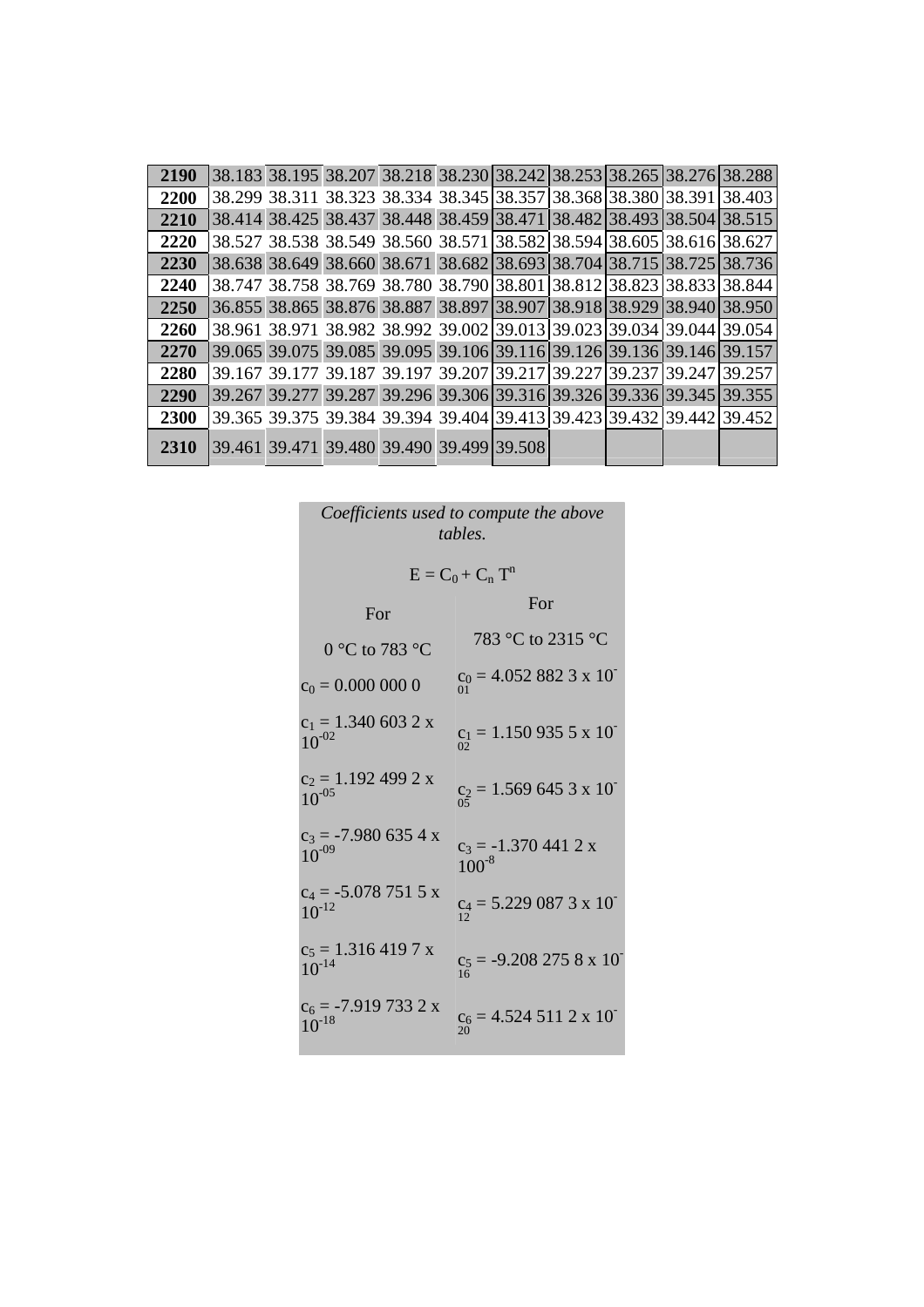| | | | | | | | | | | |
|---|---|---|---|---|---|---|---|---|---|---|
| **2190** | 38.183 | 38.195 | 38.207 | 38.218 | 38.230 | 38.242 | 38.253 | 38.265 | 38.276 | 38.288 |
| **2200** | 38.299 | 38.311 | 38.323 | 38.334 | 38.345 | 38.357 | 38.368 | 38.380 | 38.391 | 38.403 |
| **2210** | 38.414 | 38.425 | 38.437 | 38.448 | 38.459 | 38.471 | 38.482 | 38.493 | 38.504 | 38.515 |
| **2220** | 38.527 | 38.538 | 38.549 | 38.560 | 38.571 | 38.582 | 38.594 | 38.605 | 38.616 | 38.627 |
| **2230** | 38.638 | 38.649 | 38.660 | 38.671 | 38.682 | 38.693 | 38.704 | 38.715 | 38.725 | 38.736 |
| **2240** | 38.747 | 38.758 | 38.769 | 38.780 | 38.790 | 38.801 | 38.812 | 38.823 | 38.833 | 38.844 |
| **2250** | 36.855 | 38.865 | 38.876 | 38.887 | 38.897 | 38.907 | 38.918 | 38.929 | 38.940 | 38.950 |
| **2260** | 38.961 | 38.971 | 38.982 | 38.992 | 39.002 | 39.013 | 39.023 | 39.034 | 39.044 | 39.054 |
| **2270** | 39.065 | 39.075 | 39.085 | 39.095 | 39.106 | 39.116 | 39.126 | 39.136 | 39.146 | 39.157 |
| **2280** | 39.167 | 39.177 | 39.187 | 39.197 | 39.207 | 39.217 | 39.227 | 39.237 | 39.247 | 39.257 |
| **2290** | 39.267 | 39.277 | 39.287 | 39.296 | 39.306 | 39.316 | 39.326 | 39.336 | 39.345 | 39.355 |
| **2300** | 39.365 | 39.375 | 39.384 | 39.394 | 39.404 | 39.413 | 39.423 | 39.432 | 39.442 | 39.452 |
| **2310** | 39.461 | 39.471 | 39.480 | 39.490 | 39.499 | 39.508 | | | | |

| *Coefficients used to compute the above tables.* | |
|---|---|
| $E = C_0 + C_n T^n$ | |
| For 0 °C to 783 °C | For 783 °C to 2315 °C |
| $c_0 = 0.000\ 000\ 0$ | $c_0 = 4.052\ 882\ 3 \times 10^{-01}$ |
| $c_1 = 1.340\ 603\ 2 \times 10^{-02}$ | $c_1 = 1.150\ 935\ 5 \times 10^{-02}$ |
| $c_2 = 1.192\ 499\ 2 \times 10^{-05}$ | $c_2 = 1.569\ 645\ 3 \times 10^{-05}$ |
| $c_3 = -7.980\ 635\ 4 \times 10^{-09}$ | $c_3 = -1.370\ 441\ 2 \times 100^{-8}$ |
| $c_4 = -5.078\ 751\ 5 \times 10^{-12}$ | $c_4 = 5.229\ 087\ 3 \times 10^{-12}$ |
| $c_5 = 1.316\ 419\ 7 \times 10^{-14}$ | $c_5 = -9.208\ 275\ 8 \times 10^{-16}$ |
| $c_6 = -7.919\ 733\ 2 \times 10^{-18}$ | $c_6 = 4.524\ 511\ 2 \times 10^{-20}$ |